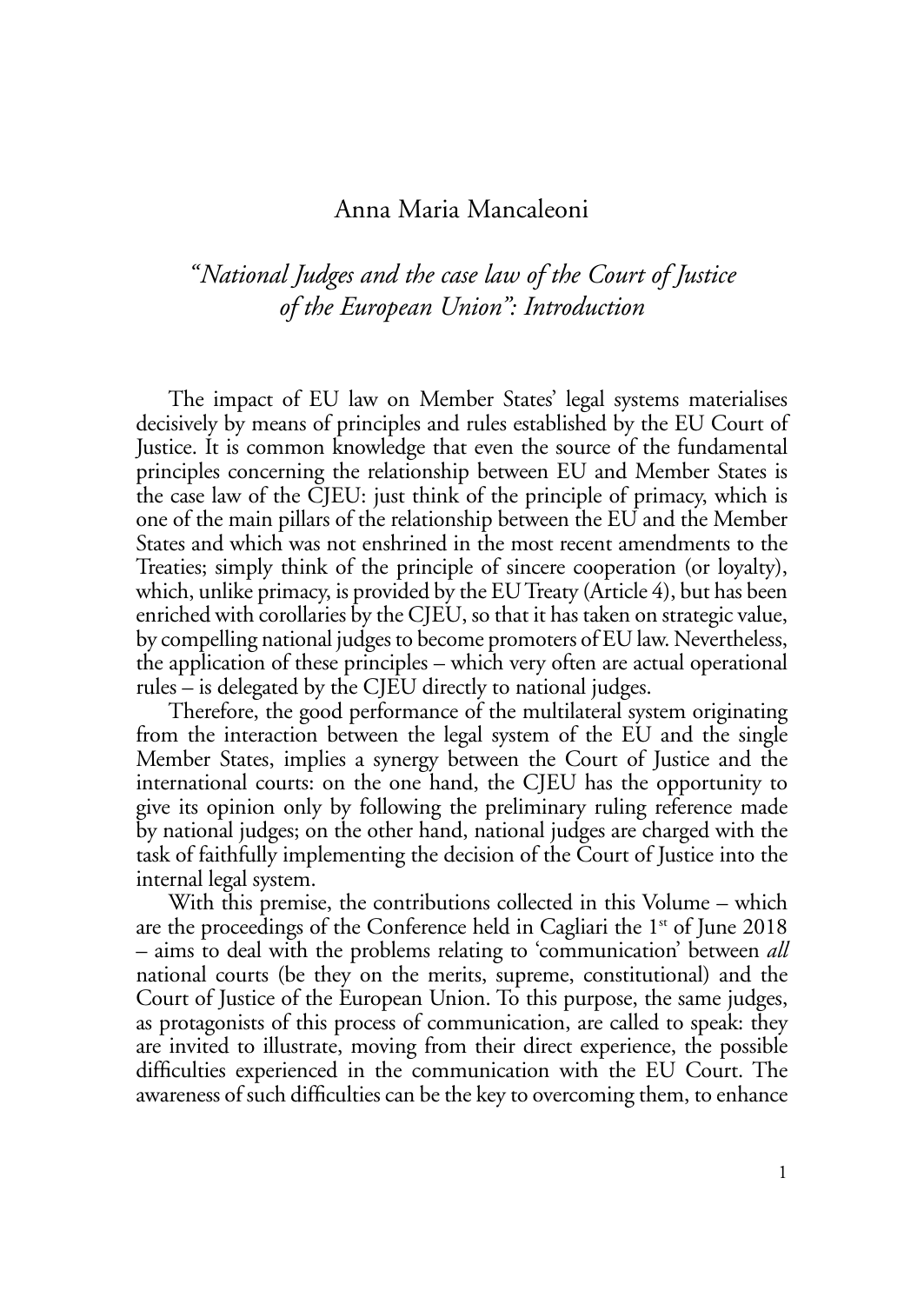Anna Maria Mancaleoni

# *"National Judges and the case law of the Court of Justice of the European Union": Introduction*

The impact of EU law on Member States' legal systems materialises decisively by means of principles and rules established by the EU Court of Justice. It is common knowledge that even the source of the fundamental principles concerning the relationship between EU and Member States is the case law of the CJEU: just think of the principle of primacy, which is one of the main pillars of the relationship between the EU and the Member States and which was not enshrined in the most recent amendments to the Treaties; simply think of the principle of sincere cooperation (or loyalty), which, unlike primacy, is provided by the EU Treaty (Article 4), but has been enriched with corollaries by the CJEU, so that it has taken on strategic value, by compelling national judges to become promoters of EU law. Nevertheless, the application of these principles – which very often are actual operational rules – is delegated by the CJEU directly to national judges.

Therefore, the good performance of the multilateral system originating from the interaction between the legal system of the EU and the single Member States, implies a synergy between the Court of Justice and the international courts: on the one hand, the CJEU has the opportunity to give its opinion only by following the preliminary ruling reference made by national judges; on the other hand, national judges are charged with the task of faithfully implementing the decision of the Court of Justice into the internal legal system.

With this premise, the contributions collected in this Volume – which are the proceedings of the Conference held in Cagliari the 1st of June 2018 – aims to deal with the problems relating to 'communication' between *all* national courts (be they on the merits, supreme, constitutional) and the Court of Justice of the European Union. To this purpose, the same judges, as protagonists of this process of communication, are called to speak: they are invited to illustrate, moving from their direct experience, the possible difficulties experienced in the communication with the EU Court. The awareness of such difficulties can be the key to overcoming them, to enhance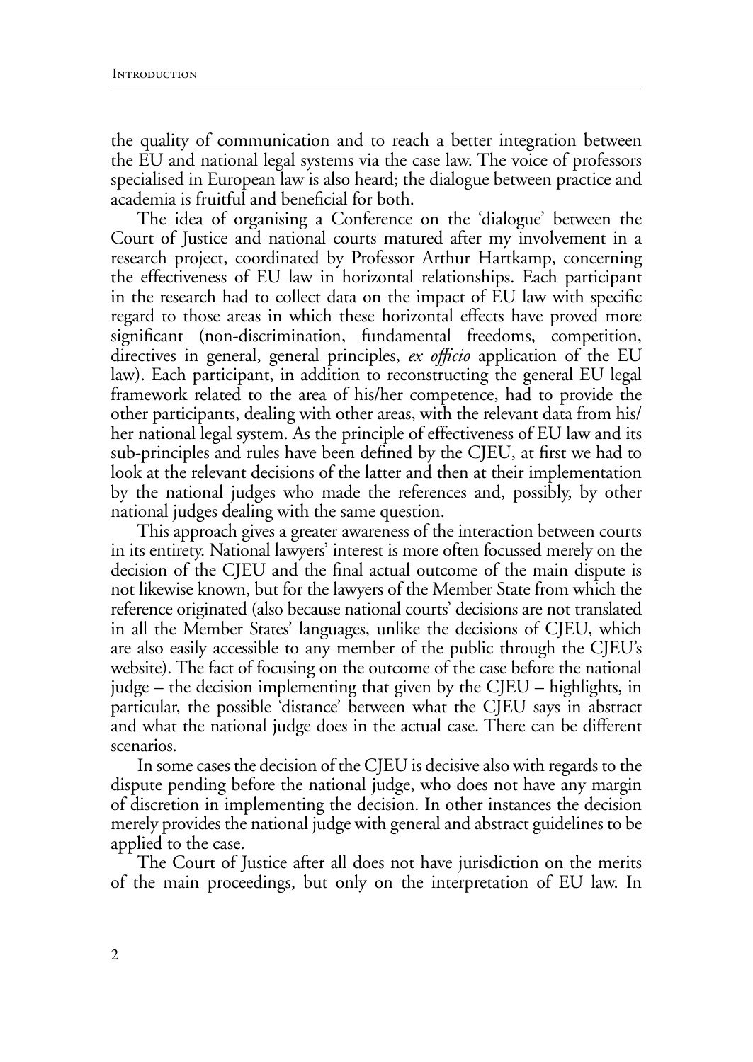the quality of communication and to reach a better integration between the EU and national legal systems via the case law. The voice of professors specialised in European law is also heard; the dialogue between practice and academia is fruitful and beneficial for both.

The idea of organising a Conference on the 'dialogue' between the Court of Justice and national courts matured after my involvement in a research project, coordinated by Professor Arthur Hartkamp, concerning the effectiveness of EU law in horizontal relationships. Each participant in the research had to collect data on the impact of EU law with specific regard to those areas in which these horizontal effects have proved more significant (non-discrimination, fundamental freedoms, competition, directives in general, general principles, *ex officio* application of the EU law). Each participant, in addition to reconstructing the general EU legal framework related to the area of his/her competence, had to provide the other participants, dealing with other areas, with the relevant data from his/her national legal system. As the principle of effectiveness of EU law and its sub-principles and rules have been defined by the CJEU, at first we had to look at the relevant decisions of the latter and then at their implementation by the national judges who made the references and, possibly, by other national judges dealing with the same question.

This approach gives a greater awareness of the interaction between courts in its entirety. National lawyers' interest is more often focussed merely on the decision of the CJEU and the final actual outcome of the main dispute is not likewise known, but for the lawyers of the Member State from which the reference originated (also because national courts' decisions are not translated in all the Member States' languages, unlike the decisions of CJEU, which are also easily accessible to any member of the public through the CJEU's website). The fact of focusing on the outcome of the case before the national judge – the decision implementing that given by the CJEU – highlights, in particular, the possible 'distance' between what the CJEU says in abstract and what the national judge does in the actual case. There can be different scenarios.

In some cases the decision of the CJEU is decisive also with regards to the dispute pending before the national judge, who does not have any margin of discretion in implementing the decision. In other instances the decision merely provides the national judge with general and abstract guidelines to be applied to the case.

The Court of Justice after all does not have jurisdiction on the merits of the main proceedings, but only on the interpretation of EU law. In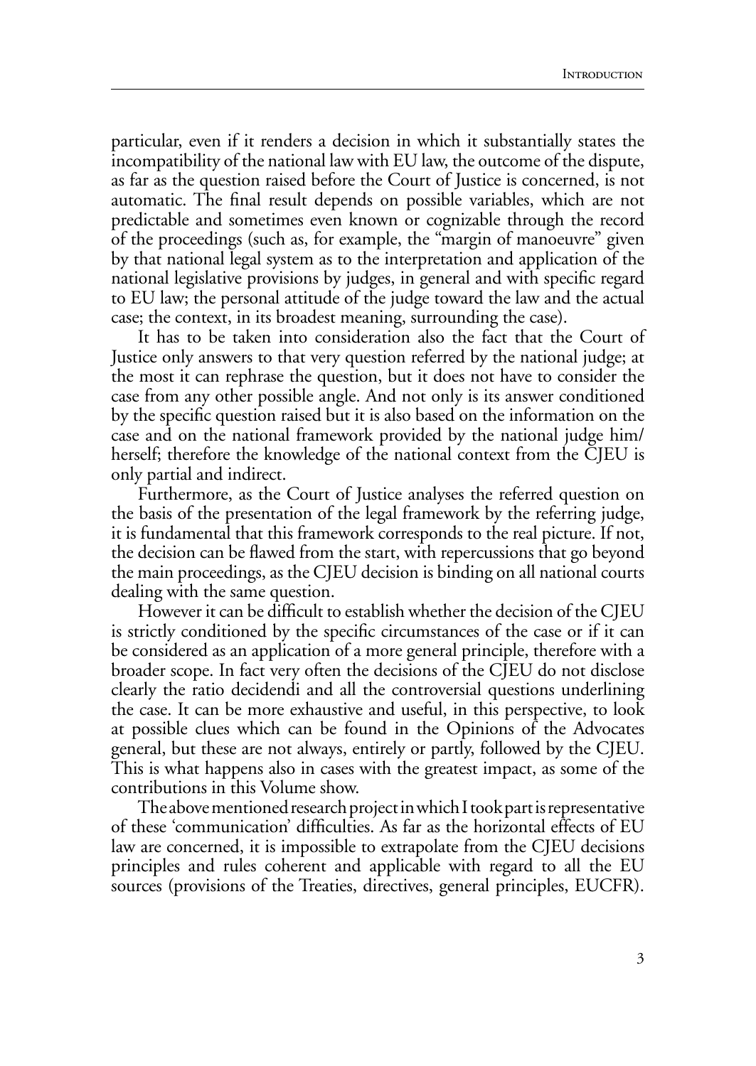particular, even if it renders a decision in which it substantially states the incompatibility of the national law with EU law, the outcome of the dispute, as far as the question raised before the Court of Justice is concerned, is not automatic. The final result depends on possible variables, which are not predictable and sometimes even known or cognizable through the record of the proceedings (such as, for example, the "margin of manoeuvre" given by that national legal system as to the interpretation and application of the national legislative provisions by judges, in general and with specific regard to EU law; the personal attitude of the judge toward the law and the actual case; the context, in its broadest meaning, surrounding the case).

It has to be taken into consideration also the fact that the Court of Justice only answers to that very question referred by the national judge; at the most it can rephrase the question, but it does not have to consider the case from any other possible angle. And not only is its answer conditioned by the specific question raised but it is also based on the information on the case and on the national framework provided by the national judge him/herself; therefore the knowledge of the national context from the CJEU is only partial and indirect.

Furthermore, as the Court of Justice analyses the referred question on the basis of the presentation of the legal framework by the referring judge, it is fundamental that this framework corresponds to the real picture. If not, the decision can be flawed from the start, with repercussions that go beyond the main proceedings, as the CJEU decision is binding on all national courts dealing with the same question.

However it can be difficult to establish whether the decision of the CJEU is strictly conditioned by the specific circumstances of the case or if it can be considered as an application of a more general principle, therefore with a broader scope. In fact very often the decisions of the CJEU do not disclose clearly the ratio decidendi and all the controversial questions underlining the case. It can be more exhaustive and useful, in this perspective, to look at possible clues which can be found in the Opinions of the Advocates general, but these are not always, entirely or partly, followed by the CJEU. This is what happens also in cases with the greatest impact, as some of the contributions in this Volume show.

The above mentioned research project in which I took part is representative of these 'communication' difficulties. As far as the horizontal effects of EU law are concerned, it is impossible to extrapolate from the CJEU decisions principles and rules coherent and applicable with regard to all the EU sources (provisions of the Treaties, directives, general principles, EUCFR).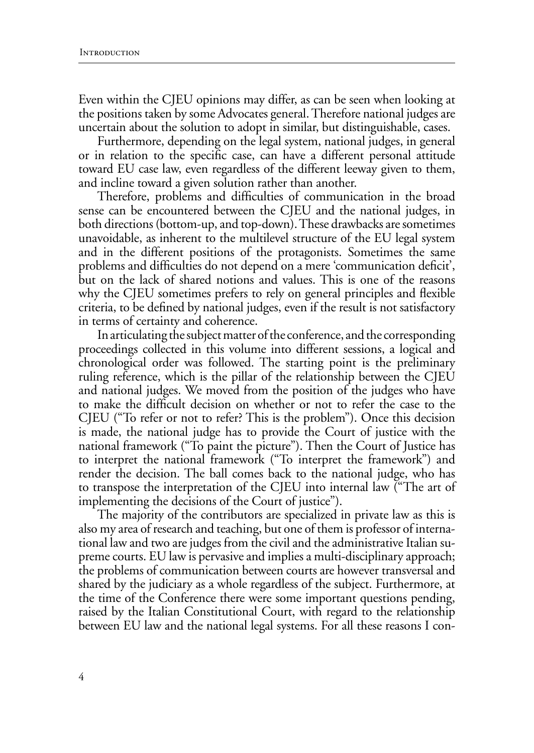Even within the CJEU opinions may differ, as can be seen when looking at the positions taken by some Advocates general. Therefore national judges are uncertain about the solution to adopt in similar, but distinguishable, cases.

Furthermore, depending on the legal system, national judges, in general or in relation to the specific case, can have a different personal attitude toward EU case law, even regardless of the different leeway given to them, and incline toward a given solution rather than another.

Therefore, problems and difficulties of communication in the broad sense can be encountered between the CJEU and the national judges, in both directions (bottom-up, and top-down). These drawbacks are sometimes unavoidable, as inherent to the multilevel structure of the EU legal system and in the different positions of the protagonists. Sometimes the same problems and difficulties do not depend on a mere 'communication deficit', but on the lack of shared notions and values. This is one of the reasons why the CJEU sometimes prefers to rely on general principles and flexible criteria, to be defined by national judges, even if the result is not satisfactory in terms of certainty and coherence.

In articulating the subject matter of the conference, and the corresponding proceedings collected in this volume into different sessions, a logical and chronological order was followed. The starting point is the preliminary ruling reference, which is the pillar of the relationship between the CJEU and national judges. We moved from the position of the judges who have to make the difficult decision on whether or not to refer the case to the CJEU ("To refer or not to refer? This is the problem"). Once this decision is made, the national judge has to provide the Court of justice with the national framework ("To paint the picture"). Then the Court of Justice has to interpret the national framework ("To interpret the framework") and render the decision. The ball comes back to the national judge, who has to transpose the interpretation of the CJEU into internal law ("The art of implementing the decisions of the Court of justice").

The majority of the contributors are specialized in private law as this is also my area of research and teaching, but one of them is professor of international law and two are judges from the civil and the administrative Italian supreme courts. EU law is pervasive and implies a multi-disciplinary approach; the problems of communication between courts are however transversal and shared by the judiciary as a whole regardless of the subject. Furthermore, at the time of the Conference there were some important questions pending, raised by the Italian Constitutional Court, with regard to the relationship between EU law and the national legal systems. For all these reasons I con-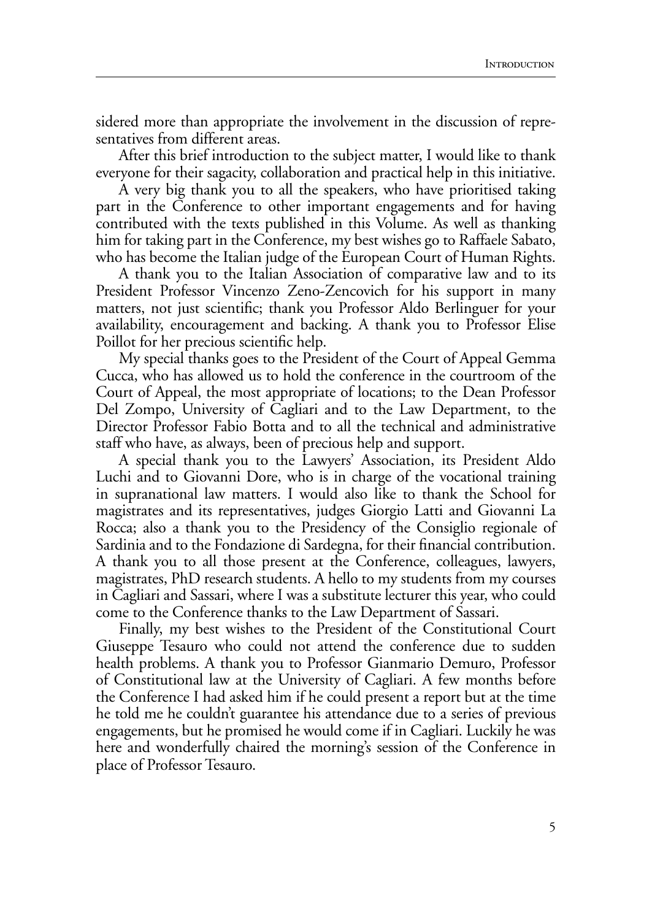sidered more than appropriate the involvement in the discussion of representatives from different areas.

After this brief introduction to the subject matter, I would like to thank everyone for their sagacity, collaboration and practical help in this initiative.

A very big thank you to all the speakers, who have prioritised taking part in the Conference to other important engagements and for having contributed with the texts published in this Volume. As well as thanking him for taking part in the Conference, my best wishes go to Raffaele Sabato, who has become the Italian judge of the European Court of Human Rights.

A thank you to the Italian Association of comparative law and to its President Professor Vincenzo Zeno-Zencovich for his support in many matters, not just scientific; thank you Professor Aldo Berlinguer for your availability, encouragement and backing. A thank you to Professor Elise Poillot for her precious scientific help.

My special thanks goes to the President of the Court of Appeal Gemma Cucca, who has allowed us to hold the conference in the courtroom of the Court of Appeal, the most appropriate of locations; to the Dean Professor Del Zompo, University of Cagliari and to the Law Department, to the Director Professor Fabio Botta and to all the technical and administrative staff who have, as always, been of precious help and support.

A special thank you to the Lawyers' Association, its President Aldo Luchi and to Giovanni Dore, who is in charge of the vocational training in supranational law matters. I would also like to thank the School for magistrates and its representatives, judges Giorgio Latti and Giovanni La Rocca; also a thank you to the Presidency of the Consiglio regionale of Sardinia and to the Fondazione di Sardegna, for their financial contribution. A thank you to all those present at the Conference, colleagues, lawyers, magistrates, PhD research students. A hello to my students from my courses in Cagliari and Sassari, where I was a substitute lecturer this year, who could come to the Conference thanks to the Law Department of Sassari.

Finally, my best wishes to the President of the Constitutional Court Giuseppe Tesauro who could not attend the conference due to sudden health problems. A thank you to Professor Gianmario Demuro, Professor of Constitutional law at the University of Cagliari. A few months before the Conference I had asked him if he could present a report but at the time he told me he couldn't guarantee his attendance due to a series of previous engagements, but he promised he would come if in Cagliari. Luckily he was here and wonderfully chaired the morning's session of the Conference in place of Professor Tesauro.